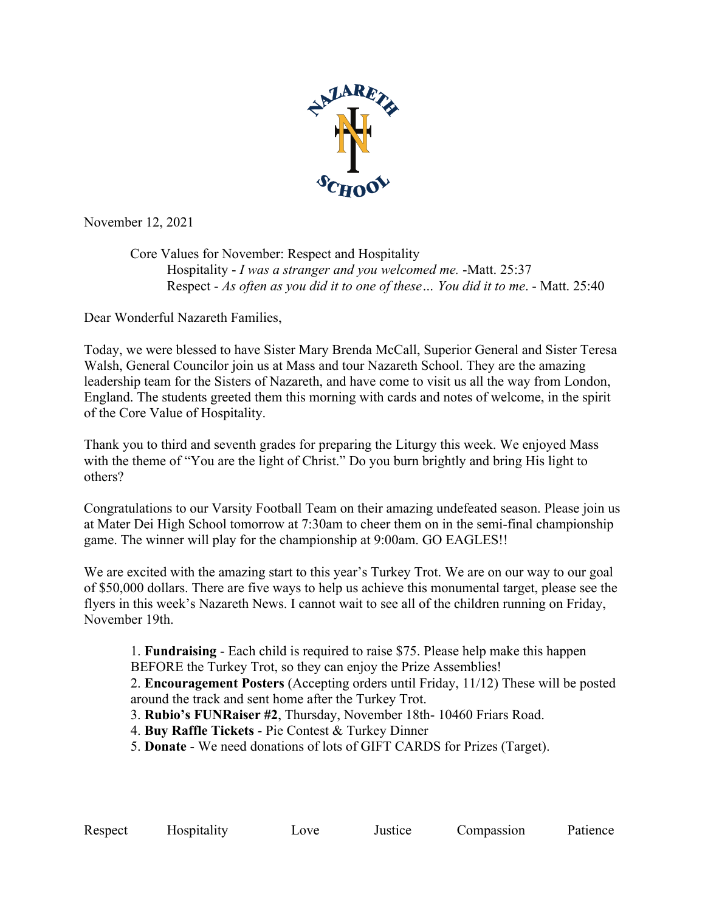November 12, 2021

Core Values for November: Respect and Hospitality
Hospitality - *I was a stranger and you welcomed me.* -Matt. 25:37
Respect - *As often as you did it to one of these… You did it to me*. - Matt. 25:40

Dear Wonderful Nazareth Families,

Today, we were blessed to have Sister Mary Brenda McCall, Superior General and Sister Teresa Walsh, General Councilor join us at Mass and tour Nazareth School. They are the amazing leadership team for the Sisters of Nazareth, and have come to visit us all the way from London, England. The students greeted them this morning with cards and notes of welcome, in the spirit of the Core Value of Hospitality.

Thank you to third and seventh grades for preparing the Liturgy this week. We enjoyed Mass with the theme of "You are the light of Christ." Do you burn brightly and bring His light to others?

Congratulations to our Varsity Football Team on their amazing undefeated season. Please join us at Mater Dei High School tomorrow at 7:30am to cheer them on in the semi-final championship game. The winner will play for the championship at 9:00am. GO EAGLES!!

We are excited with the amazing start to this year's Turkey Trot. We are on our way to our goal of $50,000 dollars. There are five ways to help us achieve this monumental target, please see the flyers in this week's Nazareth News. I cannot wait to see all of the children running on Friday, November 19th.

1. **Fundraising** - Each child is required to raise $75. Please help make this happen BEFORE the Turkey Trot, so they can enjoy the Prize Assemblies!
2. **Encouragement Posters** (Accepting orders until Friday, 11/12) These will be posted around the track and sent home after the Turkey Trot.
3. **Rubio's FUNRaiser #2**, Thursday, November 18th- 10460 Friars Road.
4. **Buy Raffle Tickets** - Pie Contest & Turkey Dinner
5. **Donate** - We need donations of lots of GIFT CARDS for Prizes (Target).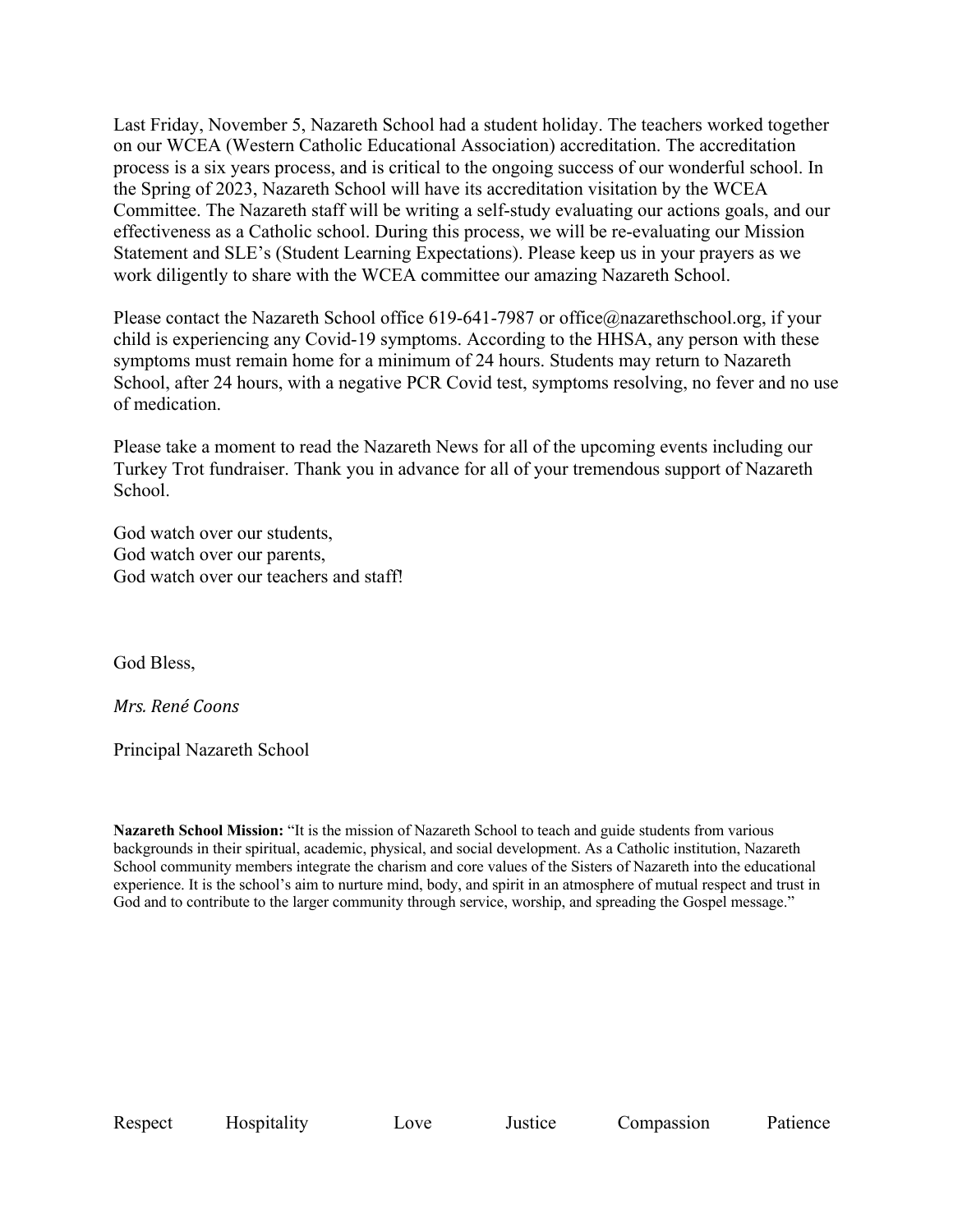Last Friday, November 5, Nazareth School had a student holiday. The teachers worked together on our WCEA (Western Catholic Educational Association) accreditation. The accreditation process is a six years process, and is critical to the ongoing success of our wonderful school. In the Spring of 2023, Nazareth School will have its accreditation visitation by the WCEA Committee. The Nazareth staff will be writing a self-study evaluating our actions goals, and our effectiveness as a Catholic school. During this process, we will be re-evaluating our Mission Statement and SLE's (Student Learning Expectations). Please keep us in your prayers as we work diligently to share with the WCEA committee our amazing Nazareth School.

Please contact the Nazareth School office 619-641-7987 or office@nazarethschool.org, if your child is experiencing any Covid-19 symptoms. According to the HHSA, any person with these symptoms must remain home for a minimum of 24 hours. Students may return to Nazareth School, after 24 hours, with a negative PCR Covid test, symptoms resolving, no fever and no use of medication.

Please take a moment to read the Nazareth News for all of the upcoming events including our Turkey Trot fundraiser. Thank you in advance for all of your tremendous support of Nazareth School.

God watch over our students,
God watch over our parents,
God watch over our teachers and staff!

God Bless,

*Mrs. René Coons*

Principal Nazareth School

**Nazareth School Mission:** "It is the mission of Nazareth School to teach and guide students from various backgrounds in their spiritual, academic, physical, and social development. As a Catholic institution, Nazareth School community members integrate the charism and core values of the Sisters of Nazareth into the educational experience. It is the school's aim to nurture mind, body, and spirit in an atmosphere of mutual respect and trust in God and to contribute to the larger community through service, worship, and spreading the Gospel message."

Respect Hospitality Love Justice Compassion Patience